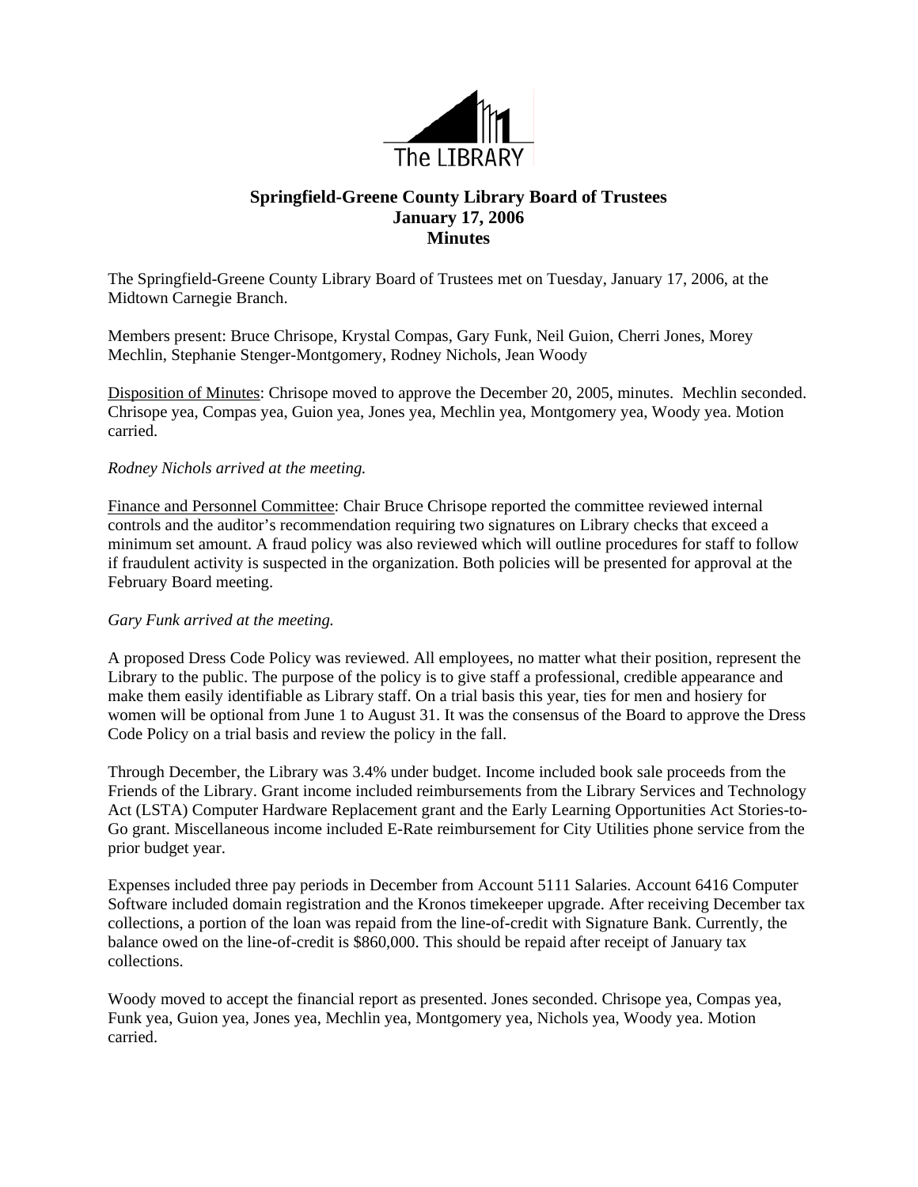The LIBRARY

# Springfield-Greene County Library Board of Trustees
## January 17, 2006
## Minutes

The Springfield-Greene County Library Board of Trustees met on Tuesday, January 17, 2006, at the Midtown Carnegie Branch.

Members present: Bruce Chrisope, Krystal Compas, Gary Funk, Neil Guion, Cherri Jones, Morey Mechlin, Stephanie Stenger-Montgomery, Rodney Nichols, Jean Woody

<u>Disposition of Minutes</u>: Chrisope moved to approve the December 20, 2005, minutes. Mechlin seconded. Chrisope yea, Compas yea, Guion yea, Jones yea, Mechlin yea, Montgomery yea, Woody yea. Motion carried.

*Rodney Nichols arrived at the meeting.*

<u>Finance and Personnel Committee</u>: Chair Bruce Chrisope reported the committee reviewed internal controls and the auditor's recommendation requiring two signatures on Library checks that exceed a minimum set amount. A fraud policy was also reviewed which will outline procedures for staff to follow if fraudulent activity is suspected in the organization. Both policies will be presented for approval at the February Board meeting.

*Gary Funk arrived at the meeting.*

A proposed Dress Code Policy was reviewed. All employees, no matter what their position, represent the Library to the public. The purpose of the policy is to give staff a professional, credible appearance and make them easily identifiable as Library staff. On a trial basis this year, ties for men and hosiery for women will be optional from June 1 to August 31. It was the consensus of the Board to approve the Dress Code Policy on a trial basis and review the policy in the fall.

Through December, the Library was 3.4% under budget. Income included book sale proceeds from the Friends of the Library. Grant income included reimbursements from the Library Services and Technology Act (LSTA) Computer Hardware Replacement grant and the Early Learning Opportunities Act Stories-to-Go grant. Miscellaneous income included E-Rate reimbursement for City Utilities phone service from the prior budget year.

Expenses included three pay periods in December from Account 5111 Salaries. Account 6416 Computer Software included domain registration and the Kronos timekeeper upgrade. After receiving December tax collections, a portion of the loan was repaid from the line-of-credit with Signature Bank. Currently, the balance owed on the line-of-credit is $860,000. This should be repaid after receipt of January tax collections.

Woody moved to accept the financial report as presented. Jones seconded. Chrisope yea, Compas yea, Funk yea, Guion yea, Jones yea, Mechlin yea, Montgomery yea, Nichols yea, Woody yea. Motion carried.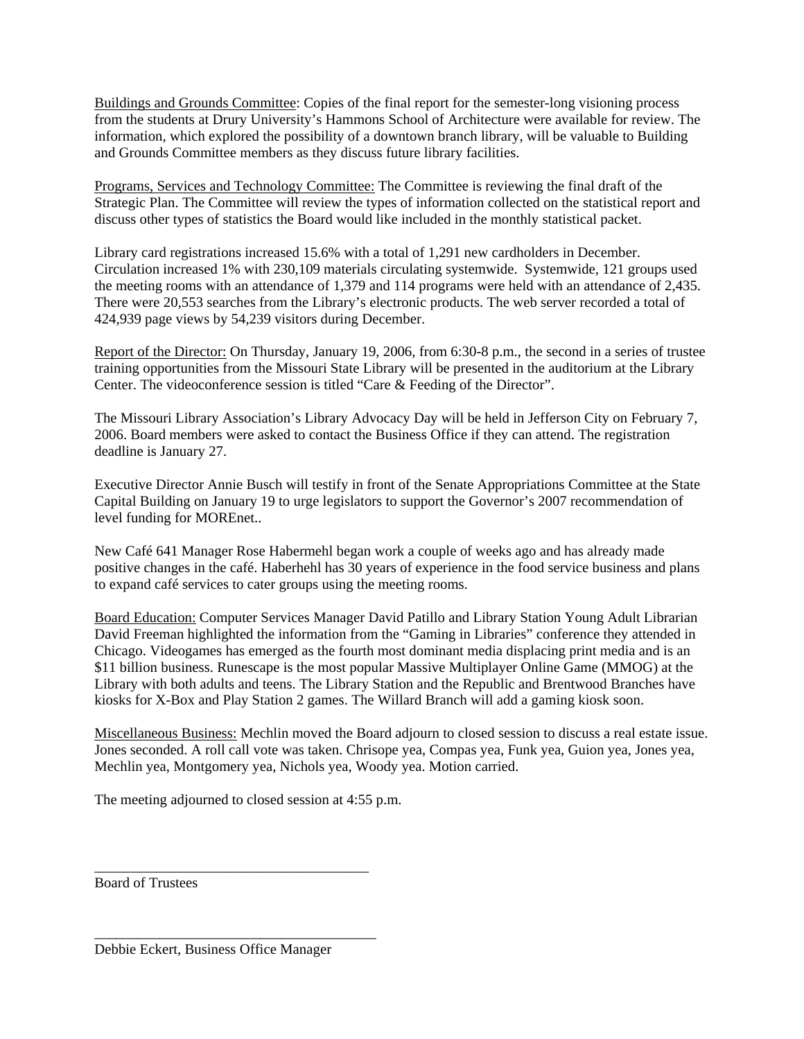<u>Buildings and Grounds Committee</u>: Copies of the final report for the semester-long visioning process from the students at Drury University's Hammons School of Architecture were available for review. The information, which explored the possibility of a downtown branch library, will be valuable to Building and Grounds Committee members as they discuss future library facilities.

<u>Programs, Services and Technology Committee:</u> The Committee is reviewing the final draft of the Strategic Plan. The Committee will review the types of information collected on the statistical report and discuss other types of statistics the Board would like included in the monthly statistical packet.

Library card registrations increased 15.6% with a total of 1,291 new cardholders in December. Circulation increased 1% with 230,109 materials circulating systemwide. Systemwide, 121 groups used the meeting rooms with an attendance of 1,379 and 114 programs were held with an attendance of 2,435. There were 20,553 searches from the Library's electronic products. The web server recorded a total of 424,939 page views by 54,239 visitors during December.

<u>Report of the Director:</u> On Thursday, January 19, 2006, from 6:30-8 p.m., the second in a series of trustee training opportunities from the Missouri State Library will be presented in the auditorium at the Library Center. The videoconference session is titled "Care & Feeding of the Director".

The Missouri Library Association's Library Advocacy Day will be held in Jefferson City on February 7, 2006. Board members were asked to contact the Business Office if they can attend. The registration deadline is January 27.

Executive Director Annie Busch will testify in front of the Senate Appropriations Committee at the State Capital Building on January 19 to urge legislators to support the Governor's 2007 recommendation of level funding for MOREnet..

New Café 641 Manager Rose Habermehl began work a couple of weeks ago and has already made positive changes in the café. Haberhehl has 30 years of experience in the food service business and plans to expand café services to cater groups using the meeting rooms.

<u>Board Education:</u> Computer Services Manager David Patillo and Library Station Young Adult Librarian David Freeman highlighted the information from the "Gaming in Libraries" conference they attended in Chicago. Videogames has emerged as the fourth most dominant media displacing print media and is an $11 billion business. Runescape is the most popular Massive Multiplayer Online Game (MMOG) at the Library with both adults and teens. The Library Station and the Republic and Brentwood Branches have kiosks for X-Box and Play Station 2 games. The Willard Branch will add a gaming kiosk soon.

<u>Miscellaneous Business:</u> Mechlin moved the Board adjourn to closed session to discuss a real estate issue. Jones seconded. A roll call vote was taken. Chrisope yea, Compas yea, Funk yea, Guion yea, Jones yea, Mechlin yea, Montgomery yea, Nichols yea, Woody yea. Motion carried.

The meeting adjourned to closed session at 4:55 p.m.

\_\_\_\_\_\_\_\_\_\_\_\_\_\_\_\_\_\_\_\_\_\_\_\_\_\_\_\_\_\_\_\_\_\_\_\_\_\_\_\_

Board of Trustees

\_\_\_\_\_\_\_\_\_\_\_\_\_\_\_\_\_\_\_\_\_\_\_\_\_\_\_\_\_\_\_\_\_\_\_\_\_\_\_\_

Debbie Eckert, Business Office Manager